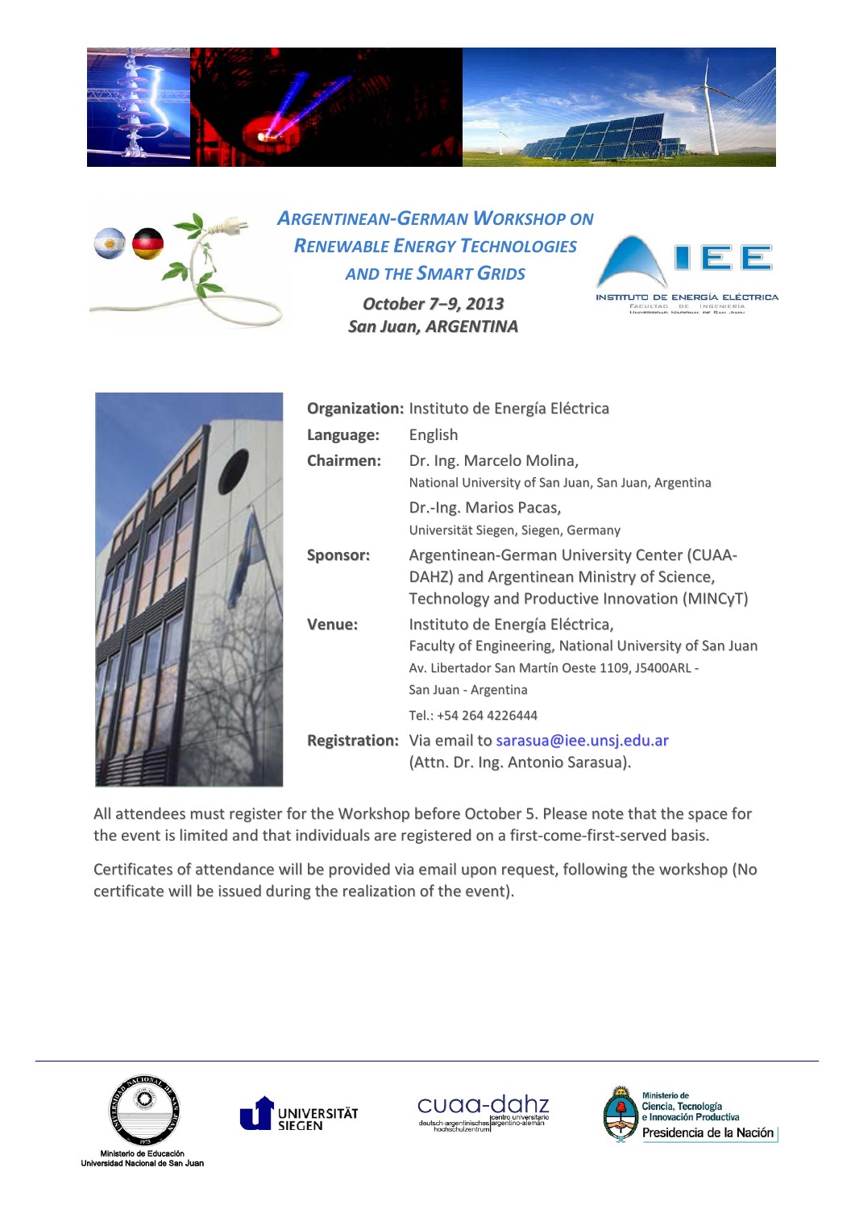# ARGENTINEAN-GERMAN WORKSHOP ON RENEWABLE ENERGY TECHNOLOGIES AND THE SMART GRIDS

***October 7–9, 2013***
***San Juan, ARGENTINA***

IEE
INSTITUTO DE ENERGÍA ELÉCTRICA
FACULTAD DE INGENIERIA
UNIVERSIDAD NACIONAL DE SAN JUAN

**Organization:** Instituto de Energía Eléctrica

**Language:** English

**Chairmen:** Dr. Ing. Marcelo Molina,
National University of San Juan, San Juan, Argentina

Dr.-Ing. Marios Pacas,
Universität Siegen, Siegen, Germany

**Sponsor:** Argentinean-German University Center (CUAA-DAHZ) and Argentinean Ministry of Science, Technology and Productive Innovation (MINCyT)

**Venue:** Instituto de Energía Eléctrica,
Faculty of Engineering, National University of San Juan
Av. Libertador San Martín Oeste 1109, J5400ARL -
San Juan - Argentina

Tel.: +54 264 4226444

**Registration:** Via email to sarasua@iee.unsj.edu.ar
(Attn. Dr. Ing. Antonio Sarasua).

All attendees must register for the Workshop before October 5. Please note that the space for the event is limited and that individuals are registered on a first-come-first-served basis.

Certificates of attendance will be provided via email upon request, following the workshop (No certificate will be issued during the realization of the event).

Ministerio de Educación
Universidad Nacional de San Juan

UNIVERSITÄT SIEGEN

cuaa-dahz
deutsch-argentinisches hochschulzentrum | centro universitario argentino-alemán

Ministerio de Ciencia, Tecnología e Innovación Productiva
Presidencia de la Nación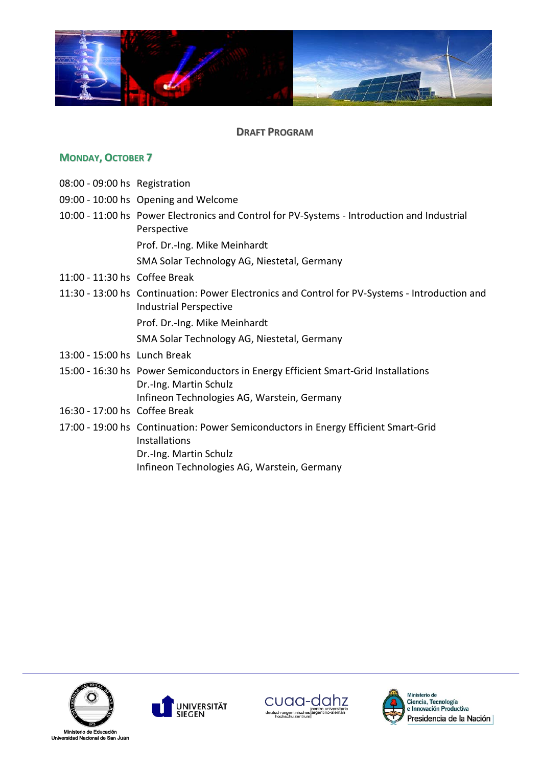## Draft Program

### Monday, October 7

| | |
|---|---|
| 08:00 - 09:00 hs | Registration |
| 09:00 - 10:00 hs | Opening and Welcome |
| 10:00 - 11:00 hs | Power Electronics and Control for PV-Systems - Introduction and Industrial Perspective<br>Prof. Dr.-Ing. Mike Meinhardt<br>SMA Solar Technology AG, Niestetal, Germany |
| 11:00 - 11:30 hs | Coffee Break |
| 11:30 - 13:00 hs | Continuation: Power Electronics and Control for PV-Systems - Introduction and Industrial Perspective<br>Prof. Dr.-Ing. Mike Meinhardt<br>SMA Solar Technology AG, Niestetal, Germany |
| 13:00 - 15:00 hs | Lunch Break |
| 15:00 - 16:30 hs | Power Semiconductors in Energy Efficient Smart-Grid Installations<br>Dr.-Ing. Martin Schulz<br>Infineon Technologies AG, Warstein, Germany |
| 16:30 - 17:00 hs | Coffee Break |
| 17:00 - 19:00 hs | Continuation: Power Semiconductors in Energy Efficient Smart-Grid Installations<br>Dr.-Ing. Martin Schulz<br>Infineon Technologies AG, Warstein, Germany |

Ministerio de Educación
Universidad Nacional de San Juan

UNIVERSITÄT SIEGEN

cuaa-dahz
deutsch-argentinisches hochschulzentrum | centro universitario argentino-alemán

Ministerio de Ciencia, Tecnología e Innovación Productiva
Presidencia de la Nación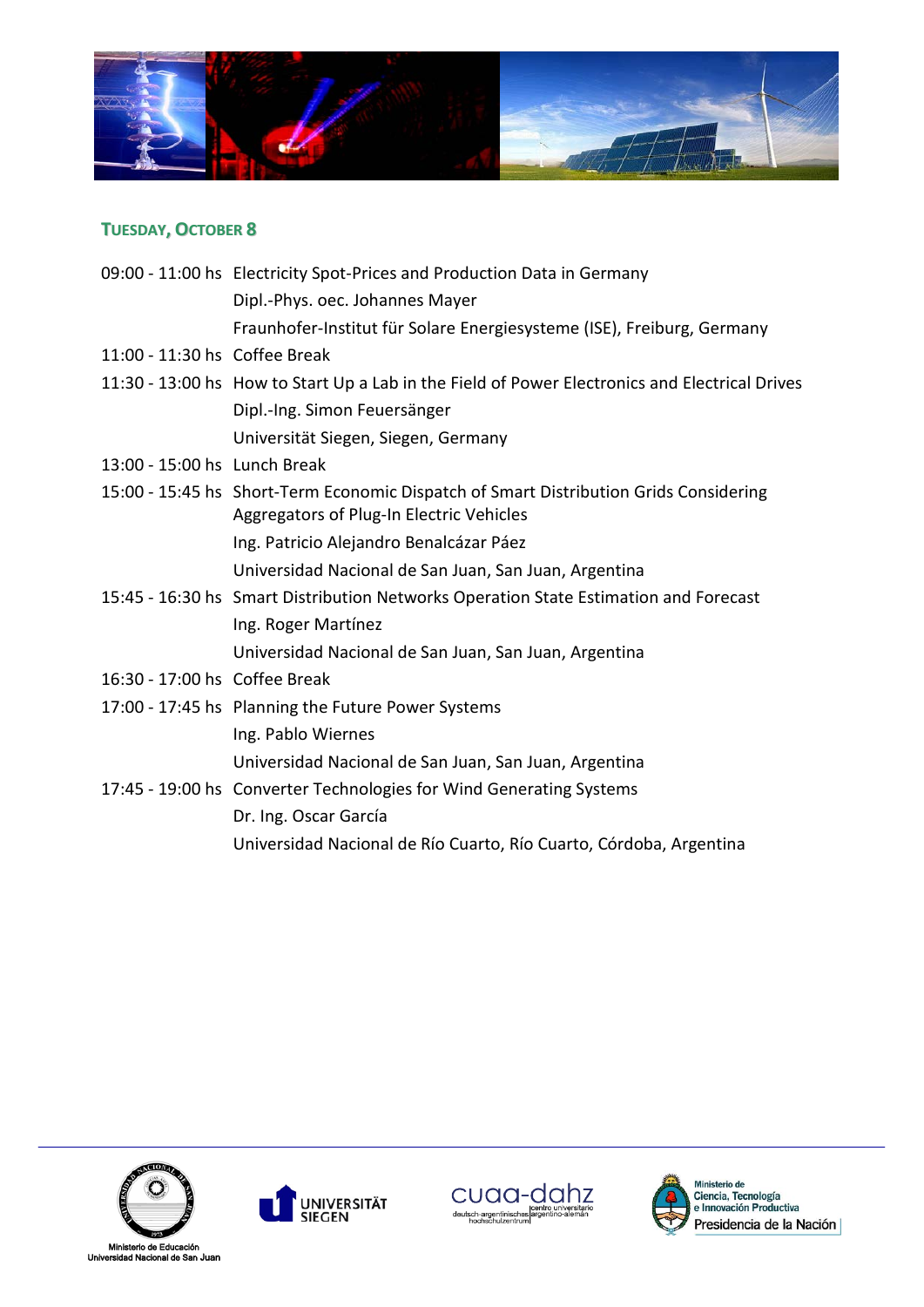## TUESDAY, OCTOBER 8

| | |
|---|---|
| 09:00 - 11:00 hs | Electricity Spot-Prices and Production Data in Germany<br>Dipl.-Phys. oec. Johannes Mayer<br>Fraunhofer-Institut für Solare Energiesysteme (ISE), Freiburg, Germany |
| 11:00 - 11:30 hs | Coffee Break |
| 11:30 - 13:00 hs | How to Start Up a Lab in the Field of Power Electronics and Electrical Drives<br>Dipl.-Ing. Simon Feuersänger<br>Universität Siegen, Siegen, Germany |
| 13:00 - 15:00 hs | Lunch Break |
| 15:00 - 15:45 hs | Short-Term Economic Dispatch of Smart Distribution Grids Considering Aggregators of Plug-In Electric Vehicles<br>Ing. Patricio Alejandro Benalcázar Páez<br>Universidad Nacional de San Juan, San Juan, Argentina |
| 15:45 - 16:30 hs | Smart Distribution Networks Operation State Estimation and Forecast<br>Ing. Roger Martínez<br>Universidad Nacional de San Juan, San Juan, Argentina |
| 16:30 - 17:00 hs | Coffee Break |
| 17:00 - 17:45 hs | Planning the Future Power Systems<br>Ing. Pablo Wiernes<br>Universidad Nacional de San Juan, San Juan, Argentina |
| 17:45 - 19:00 hs | Converter Technologies for Wind Generating Systems<br>Dr. Ing. Oscar García<br>Universidad Nacional de Río Cuarto, Río Cuarto, Córdoba, Argentina |

Ministerio de Educación
Universidad Nacional de San Juan

UNIVERSITÄT SIEGEN

cuaa-dahz
deutsch-argentinisches hochschulzentrum | centro universitario argentino-alemán

Ministerio de Ciencia, Tecnología e Innovación Productiva
Presidencia de la Nación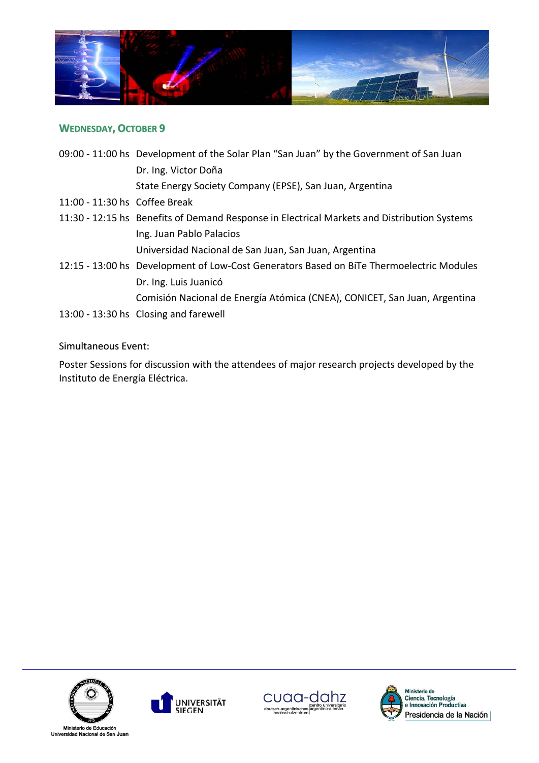## Wednesday, October 9

| | |
|---|---|
| 09:00 - 11:00 hs | Development of the Solar Plan "San Juan" by the Government of San Juan<br>Dr. Ing. Victor Doña<br>State Energy Society Company (EPSE), San Juan, Argentina |
| 11:00 - 11:30 hs | Coffee Break |
| 11:30 - 12:15 hs | Benefits of Demand Response in Electrical Markets and Distribution Systems<br>Ing. Juan Pablo Palacios<br>Universidad Nacional de San Juan, San Juan, Argentina |
| 12:15 - 13:00 hs | Development of Low-Cost Generators Based on BiTe Thermoelectric Modules<br>Dr. Ing. Luis Juanicó<br>Comisión Nacional de Energía Atómica (CNEA), CONICET, San Juan, Argentina |
| 13:00 - 13:30 hs | Closing and farewell |

Simultaneous Event:

Poster Sessions for discussion with the attendees of major research projects developed by the Instituto de Energía Eléctrica.

Ministerio de Educación
Universidad Nacional de San Juan

UNIVERSITÄT SIEGEN

cuaa-dahz
deutsch-argentinisches hochschulzentrum | centro universitario argentino-alemán

Ministerio de Ciencia, Tecnología e Innovación Productiva
Presidencia de la Nación